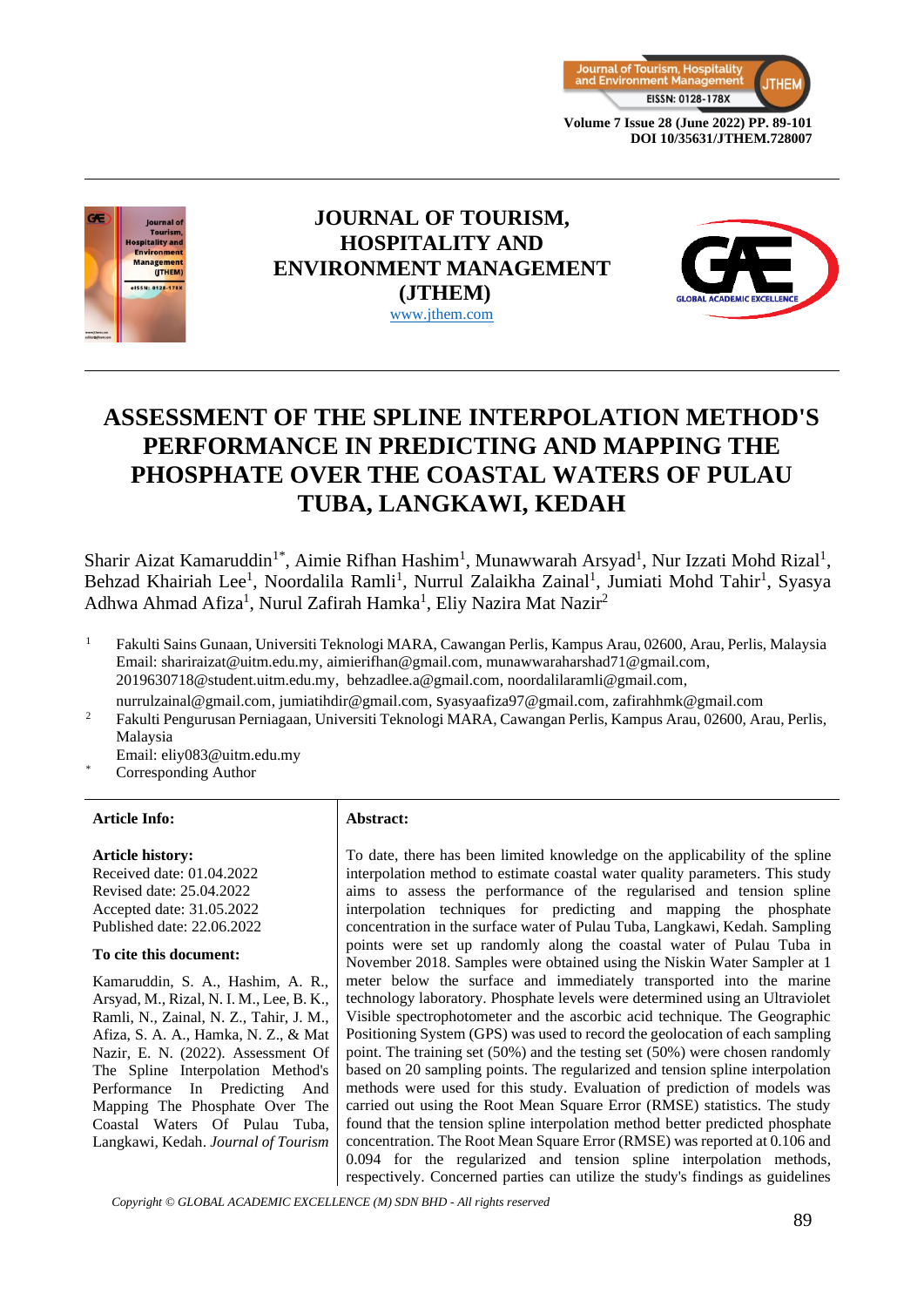# ASSESSMENT OF THE SPLINE INTERPOLATION METHOD'S PERFORMANCE IN PREDICTING AND MAPPING THE PHOSPHATE OVER THE COASTAL WATERS OF PULAU TUBA, LANGKAWI, KEDAH

Sharir Aizat Kamaruddin[1*], Aimie Rifhan Hashim[1], Munawwarah Arsyad[1], Nur Izzati Mohd Rizal[1], Behzad Khairiah Lee[1], Noordalila Ramli[1], Nurrul Zalaikha Zainal[1], Jumiati Mohd Tahir[1], Syasya Adhwa Ahmad Afiza[1], Nurul Zafirah Hamka[1], Eliy Nazira Mat Nazir[2]

[1] Fakulti Sains Gunaan, Universiti Teknologi MARA, Cawangan Perlis, Kampus Arau, 02600, Arau, Perlis, Malaysia
Email: shariraizat@uitm.edu.my, aimierifhan@gmail.com, munawwaraharshad71@gmail.com, 2019630718@student.uitm.edu.my, behzadlee.a@gmail.com, noordalilaramli@gmail.com, nurrulzainal@gmail.com, jumiatihdir@gmail.com, syasyaafiza97@gmail.com, zafirahhmk@gmail.com

[2] Fakulti Pengurusan Perniagaan, Universiti Teknologi MARA, Cawangan Perlis, Kampus Arau, 02600, Arau, Perlis, Malaysia
Email: eliy083@uitm.edu.my

[*] Corresponding Author

**Article Info:**

**Article history:**
Received date: 01.04.2022
Revised date: 25.04.2022
Accepted date: 31.05.2022
Published date: 22.06.2022

**To cite this document:**

Kamaruddin, S. A., Hashim, A. R., Arsyad, M., Rizal, N. I. M., Lee, B. K., Ramli, N., Zainal, N. Z., Tahir, J. M., Afiza, S. A. A., Hamka, N. Z., & Mat Nazir, E. N. (2022). Assessment Of The Spline Interpolation Method's Performance In Predicting And Mapping The Phosphate Over The Coastal Waters Of Pulau Tuba, Langkawi, Kedah. *Journal of Tourism*

**Abstract:**

To date, there has been limited knowledge on the applicability of the spline interpolation method to estimate coastal water quality parameters. This study aims to assess the performance of the regularised and tension spline interpolation techniques for predicting and mapping the phosphate concentration in the surface water of Pulau Tuba, Langkawi, Kedah. Sampling points were set up randomly along the coastal water of Pulau Tuba in November 2018. Samples were obtained using the Niskin Water Sampler at 1 meter below the surface and immediately transported into the marine technology laboratory. Phosphate levels were determined using an Ultraviolet Visible spectrophotometer and the ascorbic acid technique. The Geographic Positioning System (GPS) was used to record the geolocation of each sampling point. The training set (50%) and the testing set (50%) were chosen randomly based on 20 sampling points. The regularized and tension spline interpolation methods were used for this study. Evaluation of prediction of models was carried out using the Root Mean Square Error (RMSE) statistics. The study found that the tension spline interpolation method better predicted phosphate concentration. The Root Mean Square Error (RMSE) was reported at 0.106 and 0.094 for the regularized and tension spline interpolation methods, respectively. Concerned parties can utilize the study's findings as guidelines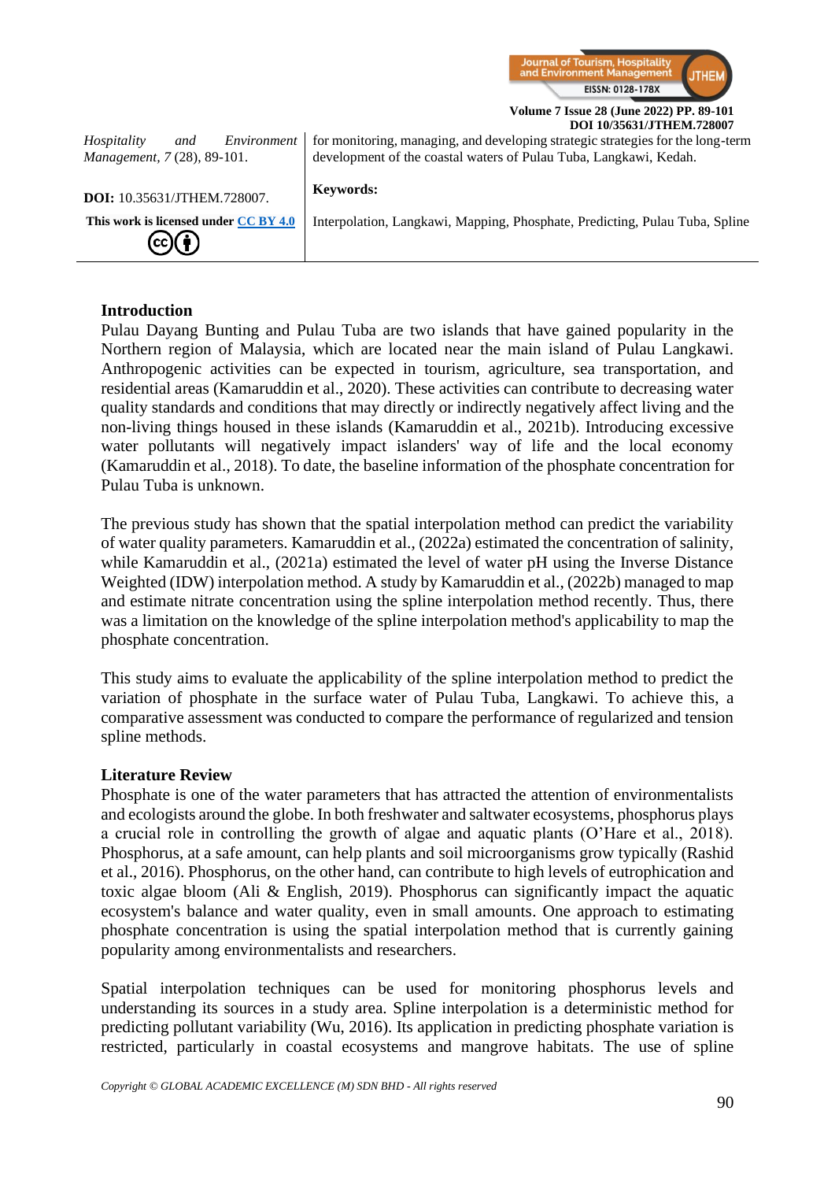Hospitality and Environment Management, 7 (28), 89-101.

**DOI:** 10.35631/JTHEM.728007.

**This work is licensed under CC BY 4.0**

for monitoring, managing, and developing strategic strategies for the long-term development of the coastal waters of Pulau Tuba, Langkawi, Kedah.

**Keywords:**

Interpolation, Langkawi, Mapping, Phosphate, Predicting, Pulau Tuba, Spline

## Introduction

Pulau Dayang Bunting and Pulau Tuba are two islands that have gained popularity in the Northern region of Malaysia, which are located near the main island of Pulau Langkawi. Anthropogenic activities can be expected in tourism, agriculture, sea transportation, and residential areas (Kamaruddin et al., 2020). These activities can contribute to decreasing water quality standards and conditions that may directly or indirectly negatively affect living and the non-living things housed in these islands (Kamaruddin et al., 2021b). Introducing excessive water pollutants will negatively impact islanders' way of life and the local economy (Kamaruddin et al., 2018). To date, the baseline information of the phosphate concentration for Pulau Tuba is unknown.

The previous study has shown that the spatial interpolation method can predict the variability of water quality parameters. Kamaruddin et al., (2022a) estimated the concentration of salinity, while Kamaruddin et al., (2021a) estimated the level of water pH using the Inverse Distance Weighted (IDW) interpolation method. A study by Kamaruddin et al., (2022b) managed to map and estimate nitrate concentration using the spline interpolation method recently. Thus, there was a limitation on the knowledge of the spline interpolation method's applicability to map the phosphate concentration.

This study aims to evaluate the applicability of the spline interpolation method to predict the variation of phosphate in the surface water of Pulau Tuba, Langkawi. To achieve this, a comparative assessment was conducted to compare the performance of regularized and tension spline methods.

## Literature Review

Phosphate is one of the water parameters that has attracted the attention of environmentalists and ecologists around the globe. In both freshwater and saltwater ecosystems, phosphorus plays a crucial role in controlling the growth of algae and aquatic plants (O'Hare et al., 2018). Phosphorus, at a safe amount, can help plants and soil microorganisms grow typically (Rashid et al., 2016). Phosphorus, on the other hand, can contribute to high levels of eutrophication and toxic algae bloom (Ali & English, 2019). Phosphorus can significantly impact the aquatic ecosystem's balance and water quality, even in small amounts. One approach to estimating phosphate concentration is using the spatial interpolation method that is currently gaining popularity among environmentalists and researchers.

Spatial interpolation techniques can be used for monitoring phosphorus levels and understanding its sources in a study area. Spline interpolation is a deterministic method for predicting pollutant variability (Wu, 2016). Its application in predicting phosphate variation is restricted, particularly in coastal ecosystems and mangrove habitats. The use of spline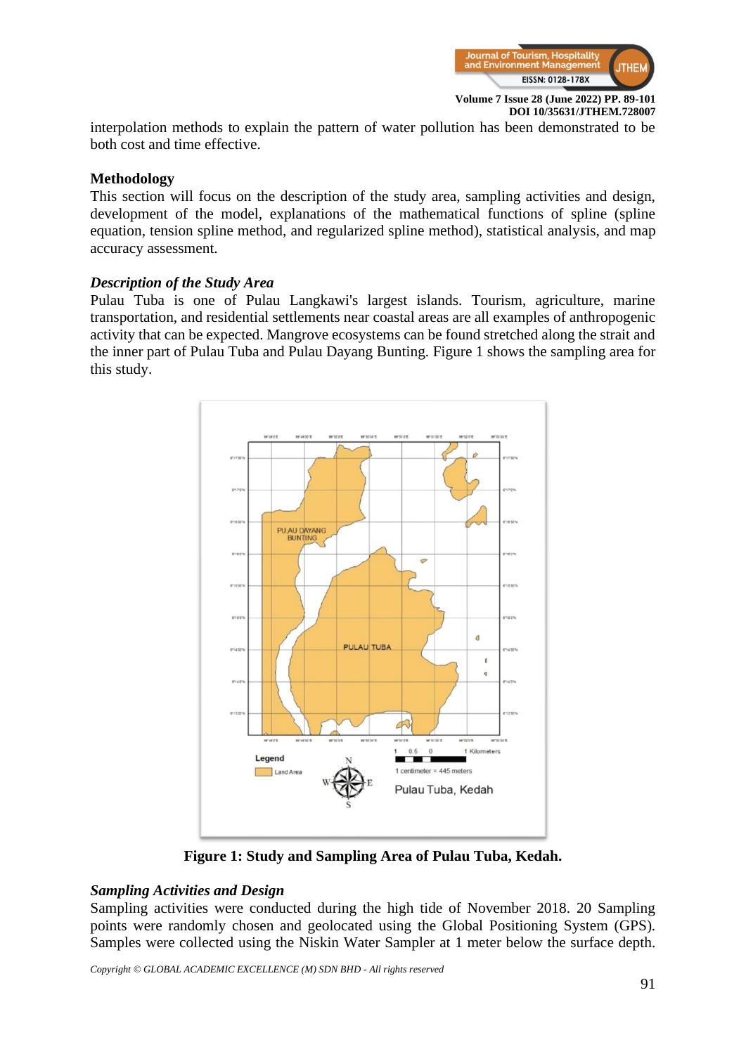interpolation methods to explain the pattern of water pollution has been demonstrated to be both cost and time effective.

## Methodology

This section will focus on the description of the study area, sampling activities and design, development of the model, explanations of the mathematical functions of spline (spline equation, tension spline method, and regularized spline method), statistical analysis, and map accuracy assessment.

### *Description of the Study Area*

Pulau Tuba is one of Pulau Langkawi's largest islands. Tourism, agriculture, marine transportation, and residential settlements near coastal areas are all examples of anthropogenic activity that can be expected. Mangrove ecosystems can be found stretched along the strait and the inner part of Pulau Tuba and Pulau Dayang Bunting. Figure 1 shows the sampling area for this study.

**Figure 1: Study and Sampling Area of Pulau Tuba, Kedah.**

### *Sampling Activities and Design*

Sampling activities were conducted during the high tide of November 2018. 20 Sampling points were randomly chosen and geolocated using the Global Positioning System (GPS). Samples were collected using the Niskin Water Sampler at 1 meter below the surface depth.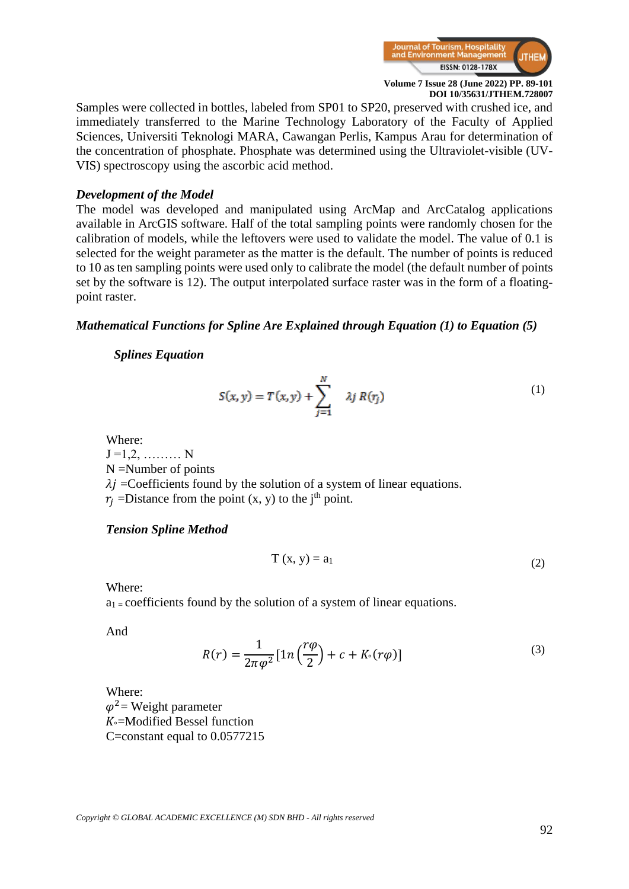Samples were collected in bottles, labeled from SP01 to SP20, preserved with crushed ice, and immediately transferred to the Marine Technology Laboratory of the Faculty of Applied Sciences, Universiti Teknologi MARA, Cawangan Perlis, Kampus Arau for determination of the concentration of phosphate. Phosphate was determined using the Ultraviolet-visible (UV-VIS) spectroscopy using the ascorbic acid method.

### *Development of the Model*

The model was developed and manipulated using ArcMap and ArcCatalog applications available in ArcGIS software. Half of the total sampling points were randomly chosen for the calibration of models, while the leftovers were used to validate the model. The value of 0.1 is selected for the weight parameter as the matter is the default. The number of points is reduced to 10 as ten sampling points were used only to calibrate the model (the default number of points set by the software is 12). The output interpolated surface raster was in the form of a floating-point raster.

### *Mathematical Functions for Spline Are Explained through Equation (1) to Equation (5)*

#### *Splines Equation*

$$S(x, y) = T(x, y) + \sum_{j=1}^{N} \lambda j \, R(r_j) \tag{1}$$

Where:
J =1,2, ……… N
N =Number of points
$\lambda j$ =Coefficients found by the solution of a system of linear equations.
$r_j$ =Distance from the point (x, y) to the j[th] point.

#### *Tension Spline Method*

$$T(x, y) = a_1 \tag{2}$$

Where:
$a_1$ = coefficients found by the solution of a system of linear equations.

And

$$R(r) = \frac{1}{2\pi\varphi^2}\left[1n\left(\frac{r\varphi}{2}\right) + c + K_\circ(r\varphi)\right] \tag{3}$$

Where:
$\varphi^2$= Weight parameter
$K_\circ$=Modified Bessel function
C=constant equal to 0.0577215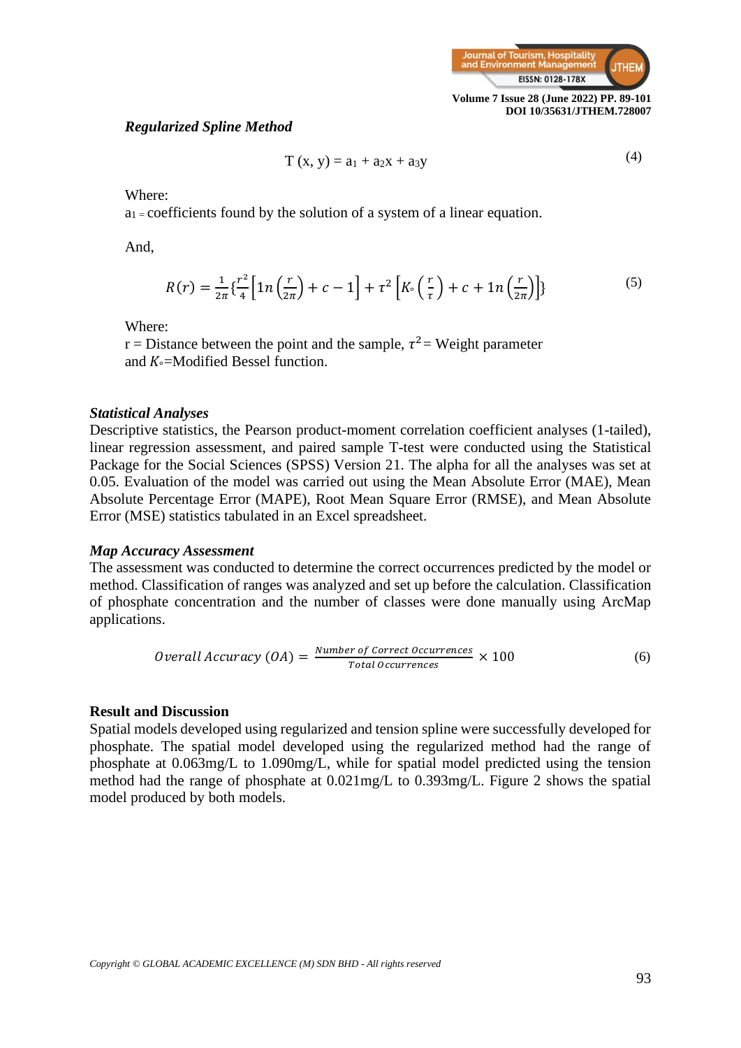***Regularized Spline Method***

$$T(x, y) = a_1 + a_2x + a_3y \tag{4}$$

Where:
$a_1$ = coefficients found by the solution of a system of a linear equation.

And,

$$R(r) = \frac{1}{2\pi}\left\{\frac{r^2}{4}\left[1n\left(\frac{r}{2\pi}\right) + c - 1\right] + \tau^2\left[K_\circ\left(\frac{r}{\tau}\right) + c + 1n\left(\frac{r}{2\pi}\right)\right]\right\} \tag{5}$$

Where:
r = Distance between the point and the sample, $\tau^2$ = Weight parameter and $K_\circ$=Modified Bessel function.

***Statistical Analyses***

Descriptive statistics, the Pearson product-moment correlation coefficient analyses (1-tailed), linear regression assessment, and paired sample T-test were conducted using the Statistical Package for the Social Sciences (SPSS) Version 21. The alpha for all the analyses was set at 0.05. Evaluation of the model was carried out using the Mean Absolute Error (MAE), Mean Absolute Percentage Error (MAPE), Root Mean Square Error (RMSE), and Mean Absolute Error (MSE) statistics tabulated in an Excel spreadsheet.

***Map Accuracy Assessment***

The assessment was conducted to determine the correct occurrences predicted by the model or method. Classification of ranges was analyzed and set up before the calculation. Classification of phosphate concentration and the number of classes were done manually using ArcMap applications.

$$Overall\ Accuracy\ (OA) = \frac{Number\ of\ Correct\ Occurrences}{Total\ Occurrences} \times 100 \tag{6}$$

## Result and Discussion

Spatial models developed using regularized and tension spline were successfully developed for phosphate. The spatial model developed using the regularized method had the range of phosphate at 0.063mg/L to 1.090mg/L, while for spatial model predicted using the tension method had the range of phosphate at 0.021mg/L to 0.393mg/L. Figure 2 shows the spatial model produced by both models.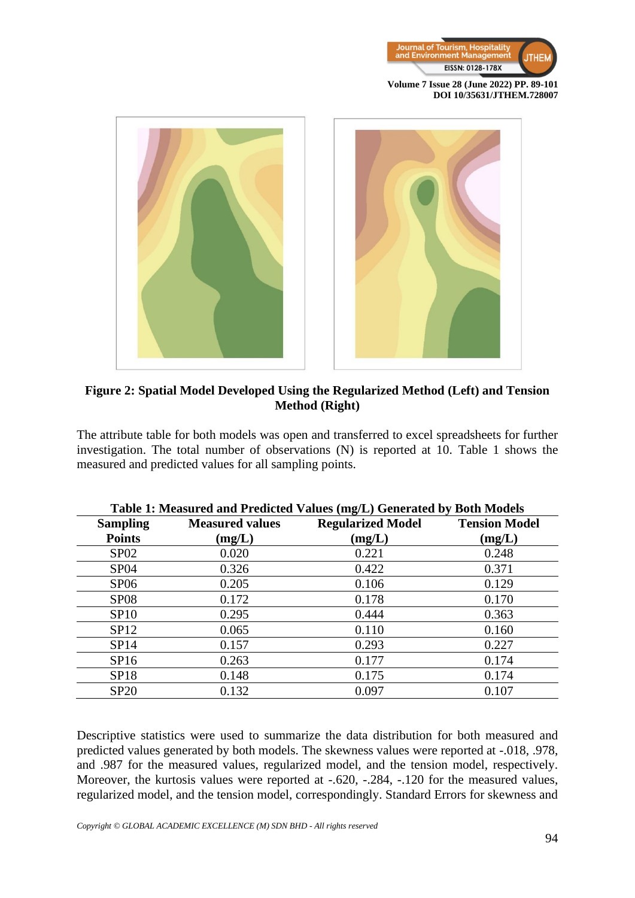**Figure 2: Spatial Model Developed Using the Regularized Method (Left) and Tension Method (Right)**

The attribute table for both models was open and transferred to excel spreadsheets for further investigation. The total number of observations (N) is reported at 10. Table 1 shows the measured and predicted values for all sampling points.

**Table 1: Measured and Predicted Values (mg/L) Generated by Both Models**

| Sampling Points | Measured values (mg/L) | Regularized Model (mg/L) | Tension Model (mg/L) |
|---|---|---|---|
| SP02 | 0.020 | 0.221 | 0.248 |
| SP04 | 0.326 | 0.422 | 0.371 |
| SP06 | 0.205 | 0.106 | 0.129 |
| SP08 | 0.172 | 0.178 | 0.170 |
| SP10 | 0.295 | 0.444 | 0.363 |
| SP12 | 0.065 | 0.110 | 0.160 |
| SP14 | 0.157 | 0.293 | 0.227 |
| SP16 | 0.263 | 0.177 | 0.174 |
| SP18 | 0.148 | 0.175 | 0.174 |
| SP20 | 0.132 | 0.097 | 0.107 |

Descriptive statistics were used to summarize the data distribution for both measured and predicted values generated by both models. The skewness values were reported at -.018, .978, and .987 for the measured values, regularized model, and the tension model, respectively. Moreover, the kurtosis values were reported at -.620, -.284, -.120 for the measured values, regularized model, and the tension model, correspondingly. Standard Errors for skewness and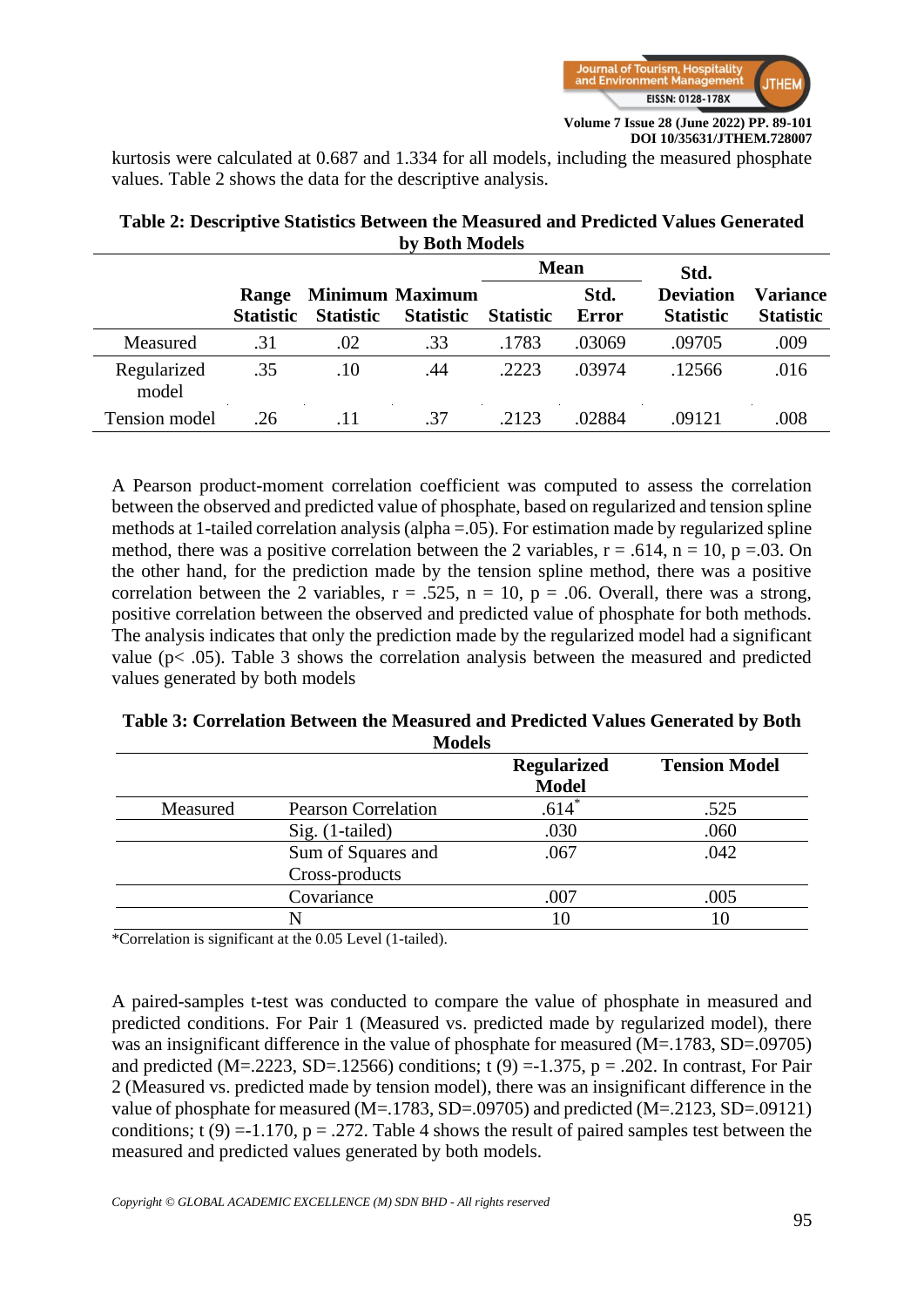kurtosis were calculated at 0.687 and 1.334 for all models, including the measured phosphate values. Table 2 shows the data for the descriptive analysis.

**Table 2: Descriptive Statistics Between the Measured and Predicted Values Generated by Both Models**

| | Range | Minimum | Maximum | Mean | | Std. Deviation | Variance |
|---|---|---|---|---|---|---|---|
| | Statistic | Statistic | Statistic | Statistic | Std. Error | Statistic | Statistic |
| Measured | .31 | .02 | .33 | .1783 | .03069 | .09705 | .009 |
| Regularized model | .35 | .10 | .44 | .2223 | .03974 | .12566 | .016 |
| Tension model | .26 | .11 | .37 | .2123 | .02884 | .09121 | .008 |

A Pearson product-moment correlation coefficient was computed to assess the correlation between the observed and predicted value of phosphate, based on regularized and tension spline methods at 1-tailed correlation analysis (alpha =.05). For estimation made by regularized spline method, there was a positive correlation between the 2 variables, $r = .614$, $n = 10$, $p = .03$. On the other hand, for the prediction made by the tension spline method, there was a positive correlation between the 2 variables, $r = .525$, $n = 10$, $p = .06$. Overall, there was a strong, positive correlation between the observed and predicted value of phosphate for both methods. The analysis indicates that only the prediction made by the regularized model had a significant value ($p < .05$). Table 3 shows the correlation analysis between the measured and predicted values generated by both models

**Table 3: Correlation Between the Measured and Predicted Values Generated by Both Models**

| | | Regularized Model | Tension Model |
|---|---|---|---|
| Measured | Pearson Correlation | .614* | .525 |
| | Sig. (1-tailed) | .030 | .060 |
| | Sum of Squares and Cross-products | .067 | .042 |
| | Covariance | .007 | .005 |
| | N | 10 | 10 |

*Correlation is significant at the 0.05 Level (1-tailed).

A paired-samples t-test was conducted to compare the value of phosphate in measured and predicted conditions. For Pair 1 (Measured vs. predicted made by regularized model), there was an insignificant difference in the value of phosphate for measured (M=.1783, SD=.09705) and predicted (M=.2223, SD=.12566) conditions; $t(9) = -1.375$, $p = .202$. In contrast, For Pair 2 (Measured vs. predicted made by tension model), there was an insignificant difference in the value of phosphate for measured (M=.1783, SD=.09705) and predicted (M=.2123, SD=.09121) conditions; $t(9) = -1.170$, $p = .272$. Table 4 shows the result of paired samples test between the measured and predicted values generated by both models.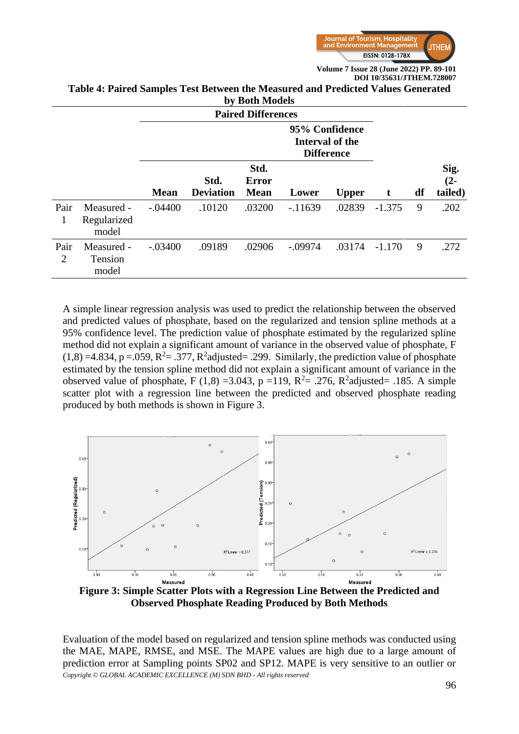**Table 4: Paired Samples Test Between the Measured and Predicted Values Generated by Both Models**

| | | Paired Differences | | | | | | | |
|---|---|---|---|---|---|---|---|---|---|
| | | | | | 95% Confidence Interval of the Difference | | | | |
| | | Mean | Std. Deviation | Std. Error Mean | Lower | Upper | t | df | Sig. (2-tailed) |
| Pair 1 | Measured - Regularized model | -.04400 | .10120 | .03200 | -.11639 | .02839 | -1.375 | 9 | .202 |
| Pair 2 | Measured - Tension model | -.03400 | .09189 | .02906 | -.09974 | .03174 | -1.170 | 9 | .272 |

A simple linear regression analysis was used to predict the relationship between the observed and predicted values of phosphate, based on the regularized and tension spline methods at a 95% confidence level. The prediction value of phosphate estimated by the regularized spline method did not explain a significant amount of variance in the observed value of phosphate, $F(1,8) = 4.834$, $p = .059$, $R^2 = .377$, $R^2$adjusted= .299. Similarly, the prediction value of phosphate estimated by the tension spline method did not explain a significant amount of variance in the observed value of phosphate, $F(1,8) = 3.043$, $p = 119$, $R^2 = .276$, $R^2$adjusted= .185. A simple scatter plot with a regression line between the predicted and observed phosphate reading produced by both methods is shown in Figure 3.

**Figure 3: Simple Scatter Plots with a Regression Line Between the Predicted and Observed Phosphate Reading Produced by Both Methods**

Evaluation of the model based on regularized and tension spline methods was conducted using the MAE, MAPE, RMSE, and MSE. The MAPE values are high due to a large amount of prediction error at Sampling points SP02 and SP12. MAPE is very sensitive to an outlier or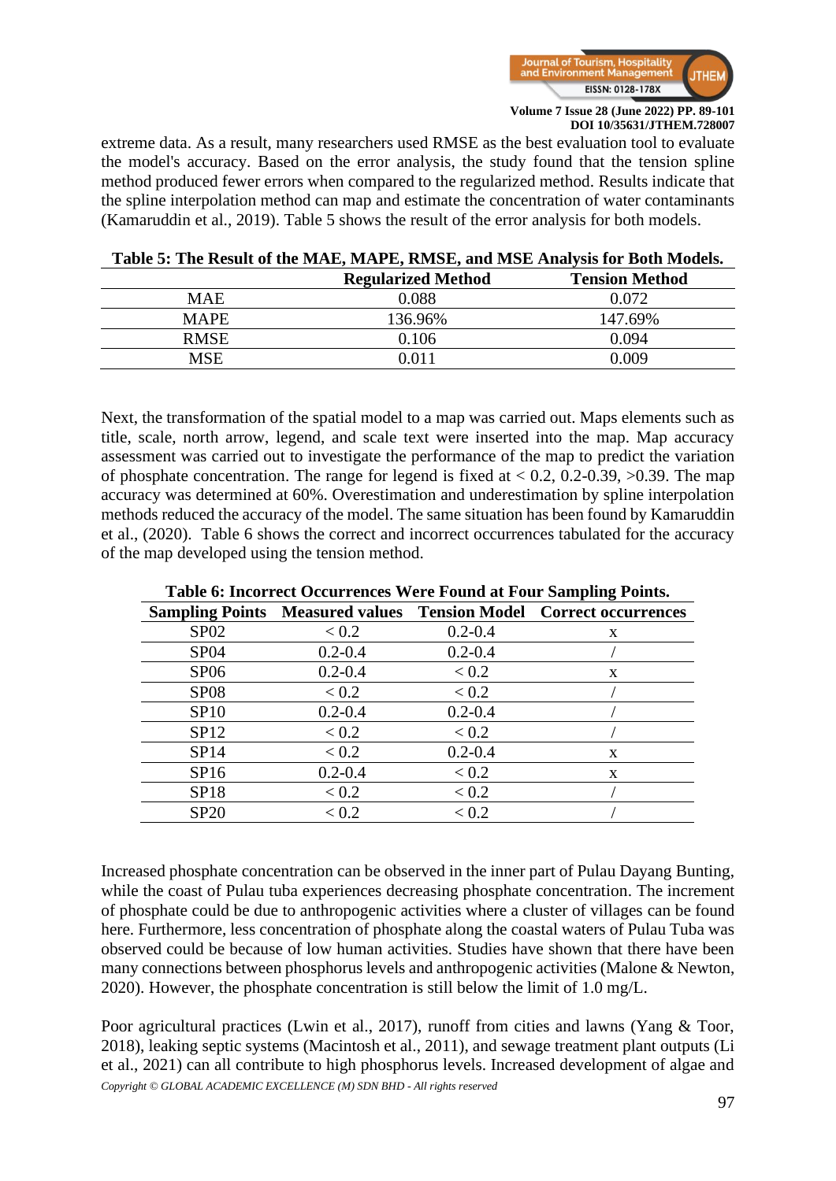extreme data. As a result, many researchers used RMSE as the best evaluation tool to evaluate the model's accuracy. Based on the error analysis, the study found that the tension spline method produced fewer errors when compared to the regularized method. Results indicate that the spline interpolation method can map and estimate the concentration of water contaminants (Kamaruddin et al., 2019). Table 5 shows the result of the error analysis for both models.

**Table 5: The Result of the MAE, MAPE, RMSE, and MSE Analysis for Both Models.**

| | Regularized Method | Tension Method |
|---|---|---|
| MAE | 0.088 | 0.072 |
| MAPE | 136.96% | 147.69% |
| RMSE | 0.106 | 0.094 |
| MSE | 0.011 | 0.009 |

Next, the transformation of the spatial model to a map was carried out. Maps elements such as title, scale, north arrow, legend, and scale text were inserted into the map. Map accuracy assessment was carried out to investigate the performance of the map to predict the variation of phosphate concentration. The range for legend is fixed at < 0.2, 0.2-0.39, >0.39. The map accuracy was determined at 60%. Overestimation and underestimation by spline interpolation methods reduced the accuracy of the model. The same situation has been found by Kamaruddin et al., (2020). Table 6 shows the correct and incorrect occurrences tabulated for the accuracy of the map developed using the tension method.

**Table 6: Incorrect Occurrences Were Found at Four Sampling Points.**

| Sampling Points | Measured values | Tension Model | Correct occurrences |
|---|---|---|---|
| SP02 | < 0.2 | 0.2-0.4 | x |
| SP04 | 0.2-0.4 | 0.2-0.4 | / |
| SP06 | 0.2-0.4 | < 0.2 | x |
| SP08 | < 0.2 | < 0.2 | / |
| SP10 | 0.2-0.4 | 0.2-0.4 | / |
| SP12 | < 0.2 | < 0.2 | / |
| SP14 | < 0.2 | 0.2-0.4 | x |
| SP16 | 0.2-0.4 | < 0.2 | x |
| SP18 | < 0.2 | < 0.2 | / |
| SP20 | < 0.2 | < 0.2 | / |

Increased phosphate concentration can be observed in the inner part of Pulau Dayang Bunting, while the coast of Pulau tuba experiences decreasing phosphate concentration. The increment of phosphate could be due to anthropogenic activities where a cluster of villages can be found here. Furthermore, less concentration of phosphate along the coastal waters of Pulau Tuba was observed could be because of low human activities. Studies have shown that there have been many connections between phosphorus levels and anthropogenic activities (Malone & Newton, 2020). However, the phosphate concentration is still below the limit of 1.0 mg/L.

Poor agricultural practices (Lwin et al., 2017), runoff from cities and lawns (Yang & Toor, 2018), leaking septic systems (Macintosh et al., 2011), and sewage treatment plant outputs (Li et al., 2021) can all contribute to high phosphorus levels. Increased development of algae and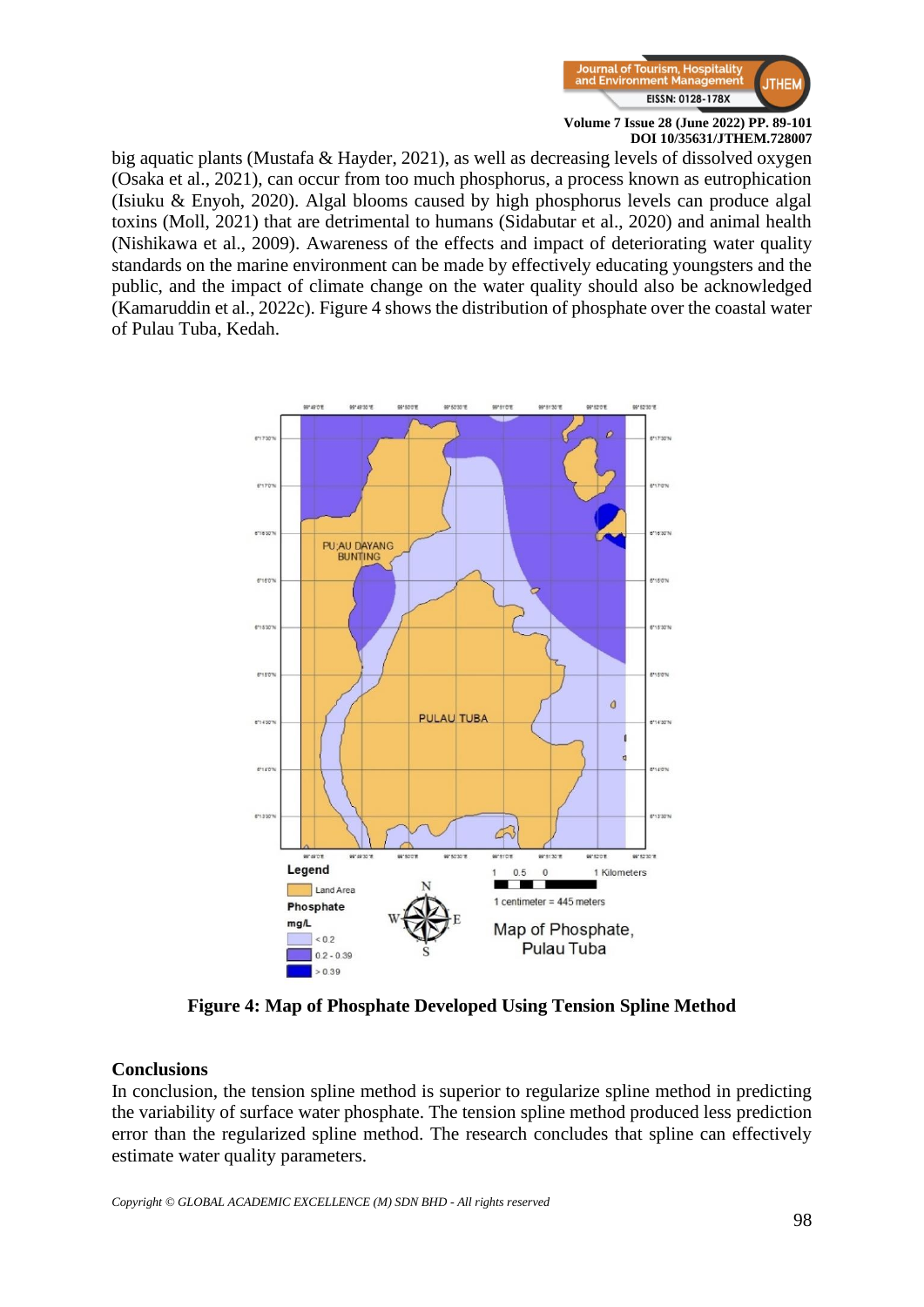big aquatic plants (Mustafa & Hayder, 2021), as well as decreasing levels of dissolved oxygen (Osaka et al., 2021), can occur from too much phosphorus, a process known as eutrophication (Isiuku & Enyoh, 2020). Algal blooms caused by high phosphorus levels can produce algal toxins (Moll, 2021) that are detrimental to humans (Sidabutar et al., 2020) and animal health (Nishikawa et al., 2009). Awareness of the effects and impact of deteriorating water quality standards on the marine environment can be made by effectively educating youngsters and the public, and the impact of climate change on the water quality should also be acknowledged (Kamaruddin et al., 2022c). Figure 4 shows the distribution of phosphate over the coastal water of Pulau Tuba, Kedah.

**Figure 4: Map of Phosphate Developed Using Tension Spline Method**

## Conclusions

In conclusion, the tension spline method is superior to regularize spline method in predicting the variability of surface water phosphate. The tension spline method produced less prediction error than the regularized spline method. The research concludes that spline can effectively estimate water quality parameters.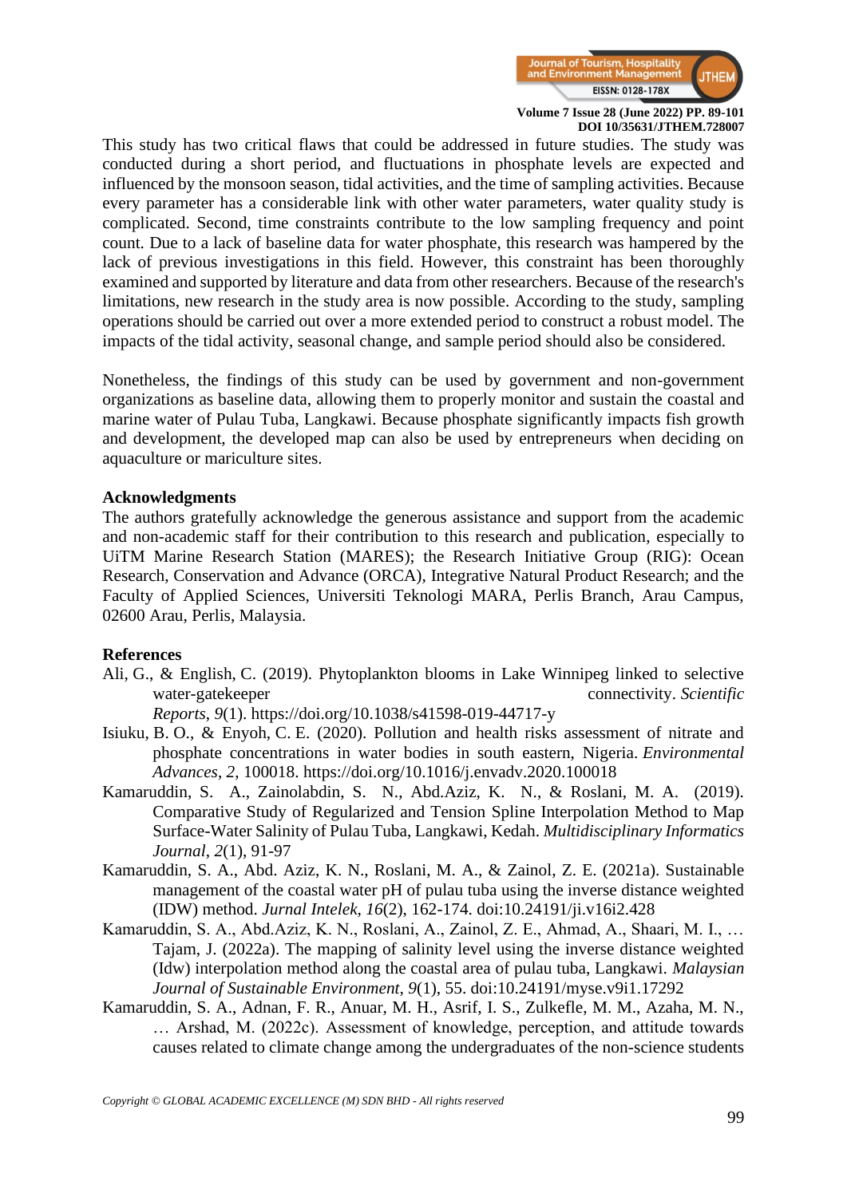This study has two critical flaws that could be addressed in future studies. The study was conducted during a short period, and fluctuations in phosphate levels are expected and influenced by the monsoon season, tidal activities, and the time of sampling activities. Because every parameter has a considerable link with other water parameters, water quality study is complicated. Second, time constraints contribute to the low sampling frequency and point count. Due to a lack of baseline data for water phosphate, this research was hampered by the lack of previous investigations in this field. However, this constraint has been thoroughly examined and supported by literature and data from other researchers. Because of the research's limitations, new research in the study area is now possible. According to the study, sampling operations should be carried out over a more extended period to construct a robust model. The impacts of the tidal activity, seasonal change, and sample period should also be considered.

Nonetheless, the findings of this study can be used by government and non-government organizations as baseline data, allowing them to properly monitor and sustain the coastal and marine water of Pulau Tuba, Langkawi. Because phosphate significantly impacts fish growth and development, the developed map can also be used by entrepreneurs when deciding on aquaculture or mariculture sites.

## Acknowledgments

The authors gratefully acknowledge the generous assistance and support from the academic and non-academic staff for their contribution to this research and publication, especially to UiTM Marine Research Station (MARES); the Research Initiative Group (RIG): Ocean Research, Conservation and Advance (ORCA), Integrative Natural Product Research; and the Faculty of Applied Sciences, Universiti Teknologi MARA, Perlis Branch, Arau Campus, 02600 Arau, Perlis, Malaysia.

## References

Ali, G., & English, C. (2019). Phytoplankton blooms in Lake Winnipeg linked to selective water-gatekeeper connectivity. *Scientific Reports*, *9*(1). https://doi.org/10.1038/s41598-019-44717-y

Isiuku, B. O., & Enyoh, C. E. (2020). Pollution and health risks assessment of nitrate and phosphate concentrations in water bodies in south eastern, Nigeria. *Environmental Advances*, *2*, 100018. https://doi.org/10.1016/j.envadv.2020.100018

Kamaruddin, S. A., Zainolabdin, S. N., Abd.Aziz, K. N., & Roslani, M. A. (2019). Comparative Study of Regularized and Tension Spline Interpolation Method to Map Surface-Water Salinity of Pulau Tuba, Langkawi, Kedah. *Multidisciplinary Informatics Journal*, *2*(1), 91-97

Kamaruddin, S. A., Abd. Aziz, K. N., Roslani, M. A., & Zainol, Z. E. (2021a). Sustainable management of the coastal water pH of pulau tuba using the inverse distance weighted (IDW) method. *Jurnal Intelek, 16*(2), 162-174. doi:10.24191/ji.v16i2.428

Kamaruddin, S. A., Abd.Aziz, K. N., Roslani, A., Zainol, Z. E., Ahmad, A., Shaari, M. I., … Tajam, J. (2022a). The mapping of salinity level using the inverse distance weighted (Idw) interpolation method along the coastal area of pulau tuba, Langkawi. *Malaysian Journal of Sustainable Environment, 9*(1), 55. doi:10.24191/myse.v9i1.17292

Kamaruddin, S. A., Adnan, F. R., Anuar, M. H., Asrif, I. S., Zulkefle, M. M., Azaha, M. N., … Arshad, M. (2022c). Assessment of knowledge, perception, and attitude towards causes related to climate change among the undergraduates of the non-science students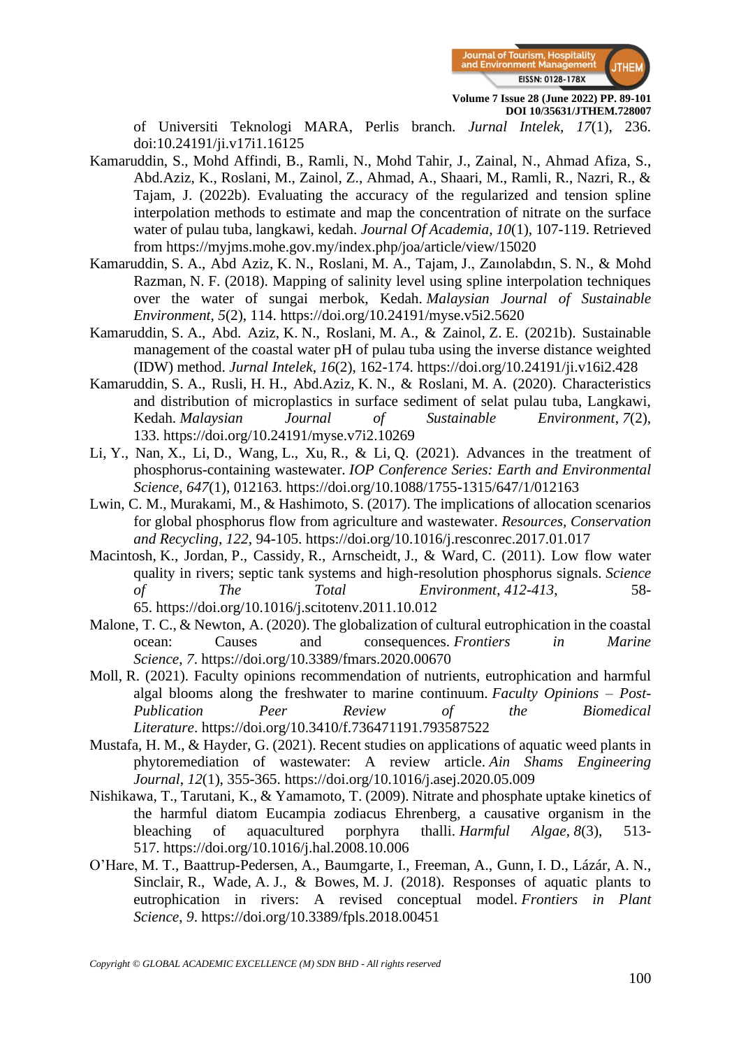of Universiti Teknologi MARA, Perlis branch. *Jurnal Intelek*, *17*(1), 236. doi:10.24191/ji.v17i1.16125

Kamaruddin, S., Mohd Affindi, B., Ramli, N., Mohd Tahir, J., Zainal, N., Ahmad Afiza, S., Abd.Aziz, K., Roslani, M., Zainol, Z., Ahmad, A., Shaari, M., Ramli, R., Nazri, R., & Tajam, J. (2022b). Evaluating the accuracy of the regularized and tension spline interpolation methods to estimate and map the concentration of nitrate on the surface water of pulau tuba, langkawi, kedah. *Journal Of Academia*, *10*(1), 107-119. Retrieved from https://myjms.mohe.gov.my/index.php/joa/article/view/15020

Kamaruddin, S. A., Abd Aziz, K. N., Roslani, M. A., Tajam, J., Zaınolabdın, S. N., & Mohd Razman, N. F. (2018). Mapping of salinity level using spline interpolation techniques over the water of sungai merbok, Kedah. *Malaysian Journal of Sustainable Environment*, *5*(2), 114. https://doi.org/10.24191/myse.v5i2.5620

Kamaruddin, S. A., Abd. Aziz, K. N., Roslani, M. A., & Zainol, Z. E. (2021b). Sustainable management of the coastal water pH of pulau tuba using the inverse distance weighted (IDW) method. *Jurnal Intelek*, *16*(2), 162-174. https://doi.org/10.24191/ji.v16i2.428

Kamaruddin, S. A., Rusli, H. H., Abd.Aziz, K. N., & Roslani, M. A. (2020). Characteristics and distribution of microplastics in surface sediment of selat pulau tuba, Langkawi, Kedah. *Malaysian Journal of Sustainable Environment*, *7*(2), 133. https://doi.org/10.24191/myse.v7i2.10269

Li, Y., Nan, X., Li, D., Wang, L., Xu, R., & Li, Q. (2021). Advances in the treatment of phosphorus-containing wastewater. *IOP Conference Series: Earth and Environmental Science*, *647*(1), 012163. https://doi.org/10.1088/1755-1315/647/1/012163

Lwin, C. M., Murakami, M., & Hashimoto, S. (2017). The implications of allocation scenarios for global phosphorus flow from agriculture and wastewater. *Resources, Conservation and Recycling*, *122*, 94-105. https://doi.org/10.1016/j.resconrec.2017.01.017

Macintosh, K., Jordan, P., Cassidy, R., Arnscheidt, J., & Ward, C. (2011). Low flow water quality in rivers; septic tank systems and high-resolution phosphorus signals. *Science of The Total Environment*, *412-413*, 58-65. https://doi.org/10.1016/j.scitotenv.2011.10.012

Malone, T. C., & Newton, A. (2020). The globalization of cultural eutrophication in the coastal ocean: Causes and consequences. *Frontiers in Marine Science*, *7*. https://doi.org/10.3389/fmars.2020.00670

Moll, R. (2021). Faculty opinions recommendation of nutrients, eutrophication and harmful algal blooms along the freshwater to marine continuum. *Faculty Opinions – Post-Publication Peer Review of the Biomedical Literature*. https://doi.org/10.3410/f.736471191.793587522

Mustafa, H. M., & Hayder, G. (2021). Recent studies on applications of aquatic weed plants in phytoremediation of wastewater: A review article. *Ain Shams Engineering Journal*, *12*(1), 355-365. https://doi.org/10.1016/j.asej.2020.05.009

Nishikawa, T., Tarutani, K., & Yamamoto, T. (2009). Nitrate and phosphate uptake kinetics of the harmful diatom Eucampia zodiacus Ehrenberg, a causative organism in the bleaching of aquacultured porphyra thalli. *Harmful Algae*, *8*(3), 513-517. https://doi.org/10.1016/j.hal.2008.10.006

O'Hare, M. T., Baattrup-Pedersen, A., Baumgarte, I., Freeman, A., Gunn, I. D., Lázár, A. N., Sinclair, R., Wade, A. J., & Bowes, M. J. (2018). Responses of aquatic plants to eutrophication in rivers: A revised conceptual model. *Frontiers in Plant Science*, *9*. https://doi.org/10.3389/fpls.2018.00451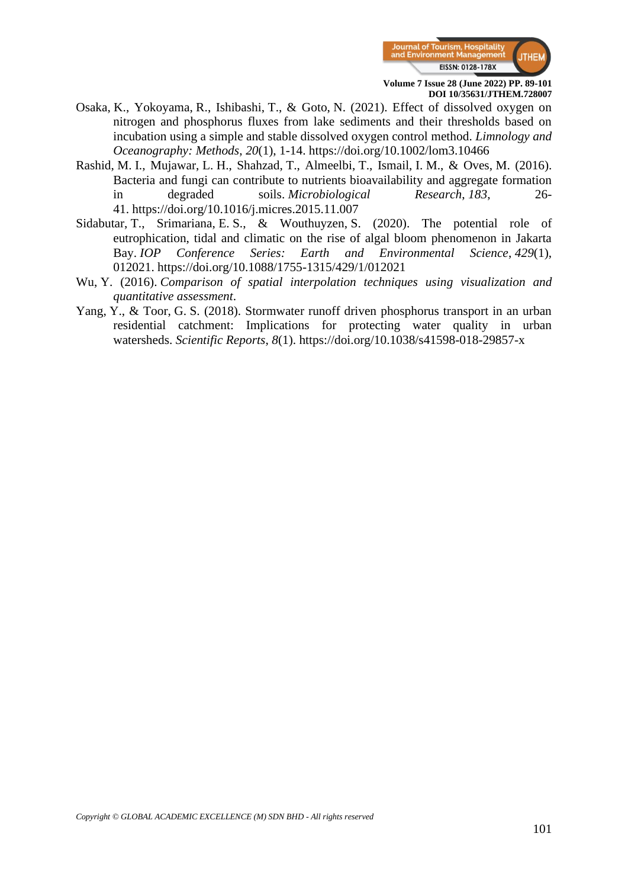Osaka, K., Yokoyama, R., Ishibashi, T., & Goto, N. (2021). Effect of dissolved oxygen on nitrogen and phosphorus fluxes from lake sediments and their thresholds based on incubation using a simple and stable dissolved oxygen control method. *Limnology and Oceanography: Methods*, *20*(1), 1-14. https://doi.org/10.1002/lom3.10466

Rashid, M. I., Mujawar, L. H., Shahzad, T., Almeelbi, T., Ismail, I. M., & Oves, M. (2016). Bacteria and fungi can contribute to nutrients bioavailability and aggregate formation in degraded soils. *Microbiological Research*, *183*, 26-41. https://doi.org/10.1016/j.micres.2015.11.007

Sidabutar, T., Srimariana, E. S., & Wouthuyzen, S. (2020). The potential role of eutrophication, tidal and climatic on the rise of algal bloom phenomenon in Jakarta Bay. *IOP Conference Series: Earth and Environmental Science*, *429*(1), 012021. https://doi.org/10.1088/1755-1315/429/1/012021

Wu, Y. (2016). *Comparison of spatial interpolation techniques using visualization and quantitative assessment*.

Yang, Y., & Toor, G. S. (2018). Stormwater runoff driven phosphorus transport in an urban residential catchment: Implications for protecting water quality in urban watersheds. *Scientific Reports*, *8*(1). https://doi.org/10.1038/s41598-018-29857-x